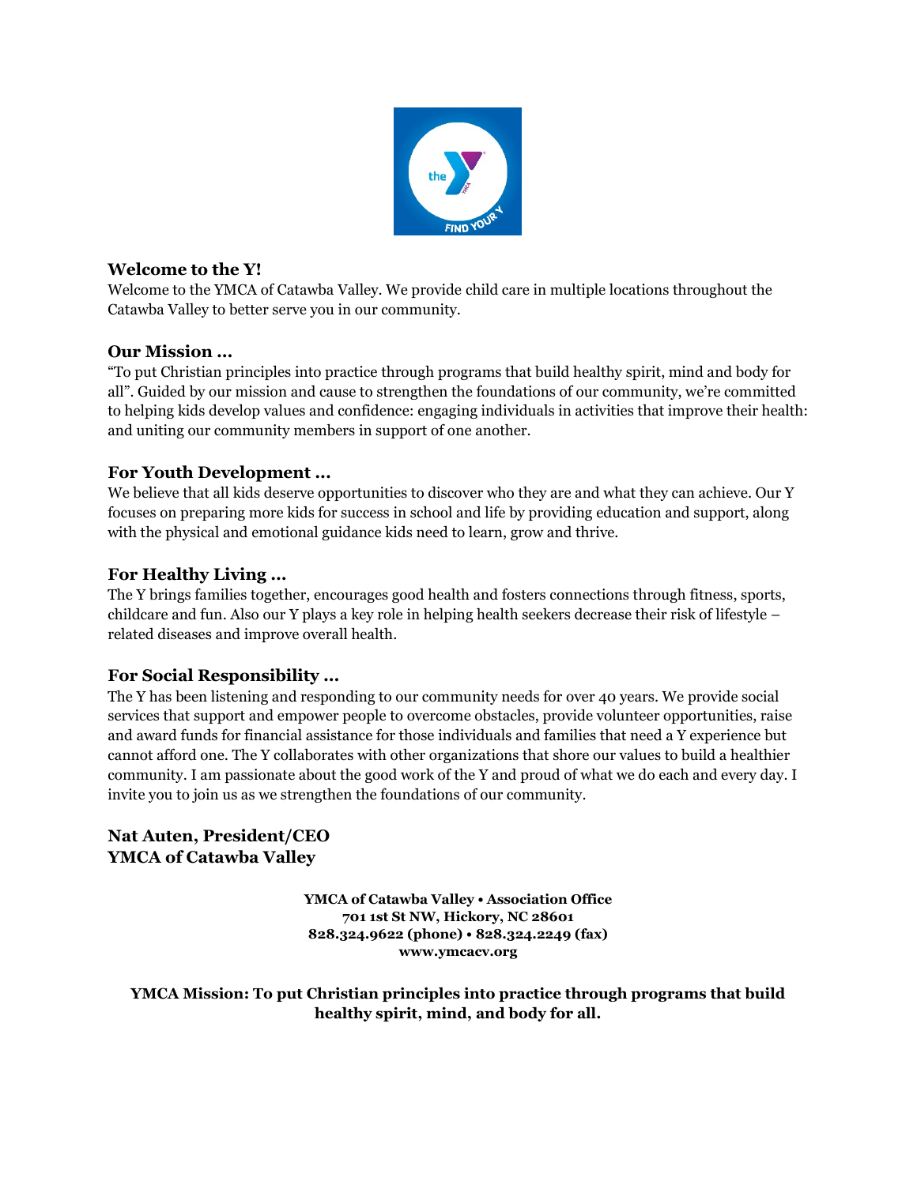## Welcome to the Y!

Welcome to the YMCA of Catawba Valley. We provide child care in multiple locations throughout the Catawba Valley to better serve you in our community.

## Our Mission …

"To put Christian principles into practice through programs that build healthy spirit, mind and body for all". Guided by our mission and cause to strengthen the foundations of our community, we're committed to helping kids develop values and confidence: engaging individuals in activities that improve their health: and uniting our community members in support of one another.

## For Youth Development …

We believe that all kids deserve opportunities to discover who they are and what they can achieve. Our Y focuses on preparing more kids for success in school and life by providing education and support, along with the physical and emotional guidance kids need to learn, grow and thrive.

## For Healthy Living …

The Y brings families together, encourages good health and fosters connections through fitness, sports, childcare and fun. Also our Y plays a key role in helping health seekers decrease their risk of lifestyle – related diseases and improve overall health.

## For Social Responsibility …

The Y has been listening and responding to our community needs for over 40 years. We provide social services that support and empower people to overcome obstacles, provide volunteer opportunities, raise and award funds for financial assistance for those individuals and families that need a Y experience but cannot afford one. The Y collaborates with other organizations that shore our values to build a healthier community. I am passionate about the good work of the Y and proud of what we do each and every day. I invite you to join us as we strengthen the foundations of our community.

**Nat Auten, President/CEO**
**YMCA of Catawba Valley**

**YMCA of Catawba Valley • Association Office**
**701 1st St NW, Hickory, NC 28601**
**828.324.9622 (phone) • 828.324.2249 (fax)**
**www.ymcacv.org**

**YMCA Mission: To put Christian principles into practice through programs that build healthy spirit, mind, and body for all.**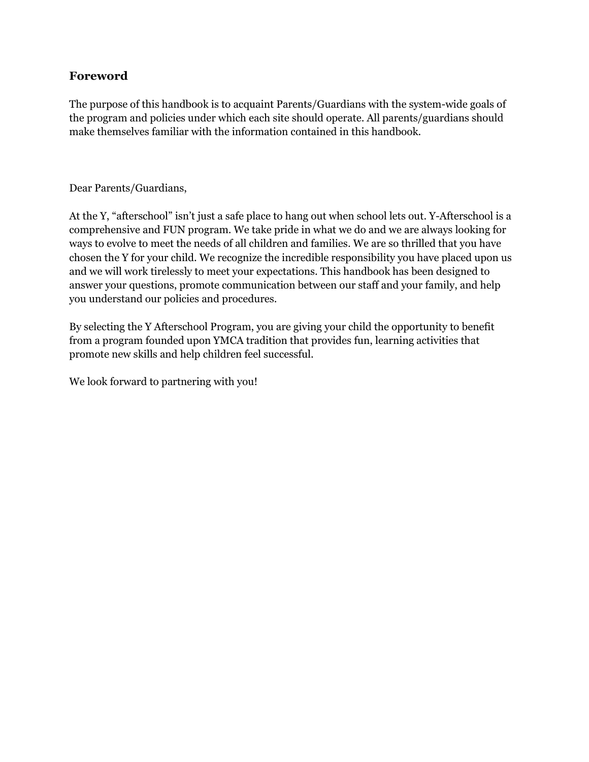## Foreword

The purpose of this handbook is to acquaint Parents/Guardians with the system-wide goals of the program and policies under which each site should operate. All parents/guardians should make themselves familiar with the information contained in this handbook.

Dear Parents/Guardians,

At the Y, "afterschool" isn't just a safe place to hang out when school lets out. Y-Afterschool is a comprehensive and FUN program. We take pride in what we do and we are always looking for ways to evolve to meet the needs of all children and families. We are so thrilled that you have chosen the Y for your child. We recognize the incredible responsibility you have placed upon us and we will work tirelessly to meet your expectations. This handbook has been designed to answer your questions, promote communication between our staff and your family, and help you understand our policies and procedures.

By selecting the Y Afterschool Program, you are giving your child the opportunity to benefit from a program founded upon YMCA tradition that provides fun, learning activities that promote new skills and help children feel successful.

We look forward to partnering with you!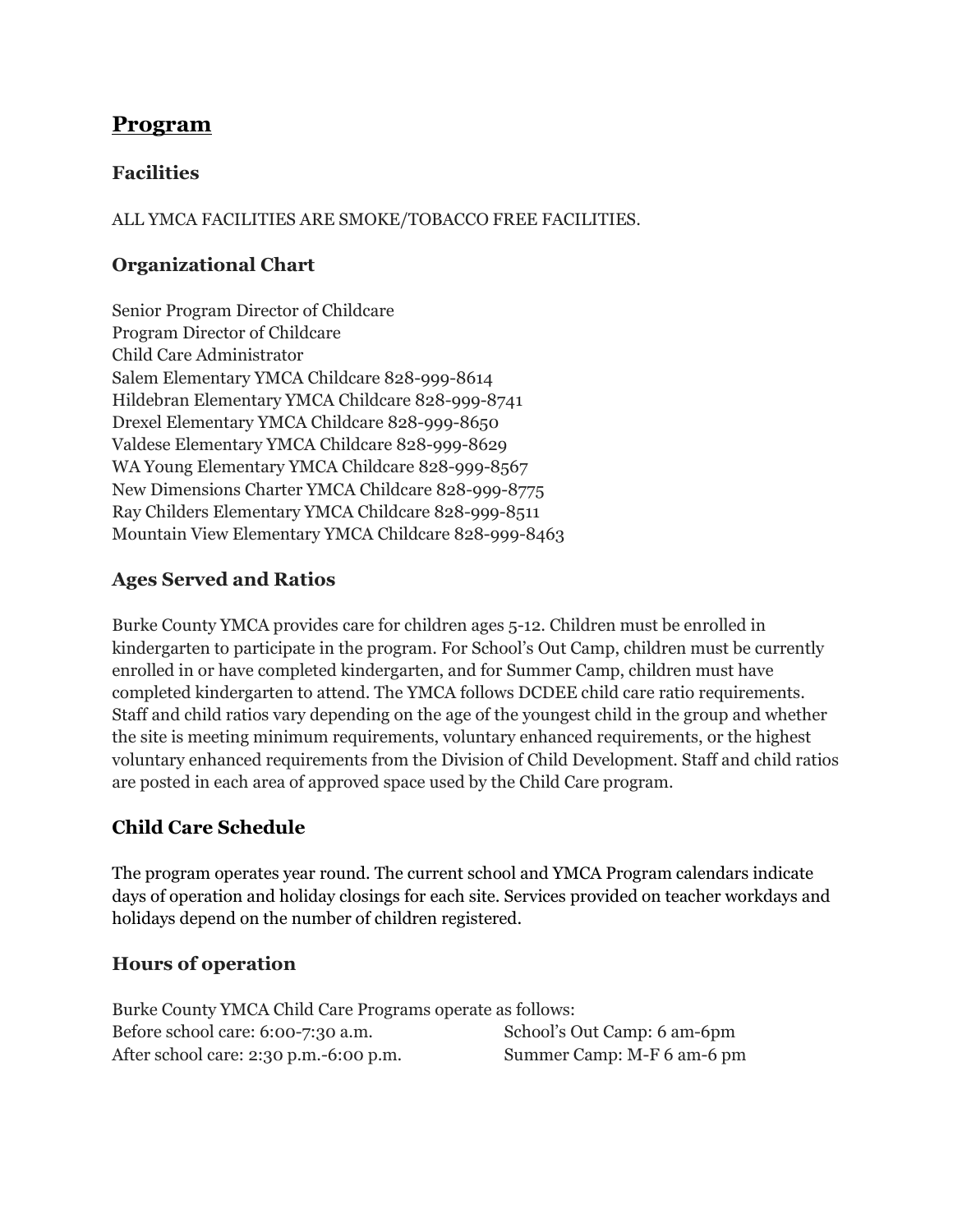# Program

## Facilities

ALL YMCA FACILITIES ARE SMOKE/TOBACCO FREE FACILITIES.

## Organizational Chart

Senior Program Director of Childcare
Program Director of Childcare
Child Care Administrator
Salem Elementary YMCA Childcare 828-999-8614
Hildebran Elementary YMCA Childcare 828-999-8741
Drexel Elementary YMCA Childcare 828-999-8650
Valdese Elementary YMCA Childcare 828-999-8629
WA Young Elementary YMCA Childcare 828-999-8567
New Dimensions Charter YMCA Childcare 828-999-8775
Ray Childers Elementary YMCA Childcare 828-999-8511
Mountain View Elementary YMCA Childcare 828-999-8463

## Ages Served and Ratios

Burke County YMCA provides care for children ages 5-12. Children must be enrolled in kindergarten to participate in the program. For School's Out Camp, children must be currently enrolled in or have completed kindergarten, and for Summer Camp, children must have completed kindergarten to attend. The YMCA follows DCDEE child care ratio requirements. Staff and child ratios vary depending on the age of the youngest child in the group and whether the site is meeting minimum requirements, voluntary enhanced requirements, or the highest voluntary enhanced requirements from the Division of Child Development. Staff and child ratios are posted in each area of approved space used by the Child Care program.

## Child Care Schedule

The program operates year round. The current school and YMCA Program calendars indicate days of operation and holiday closings for each site. Services provided on teacher workdays and holidays depend on the number of children registered.

## Hours of operation

Burke County YMCA Child Care Programs operate as follows:

Before school care: 6:00-7:30 a.m.
After school care: 2:30 p.m.-6:00 p.m.
School's Out Camp: 6 am-6pm
Summer Camp: M-F 6 am-6 pm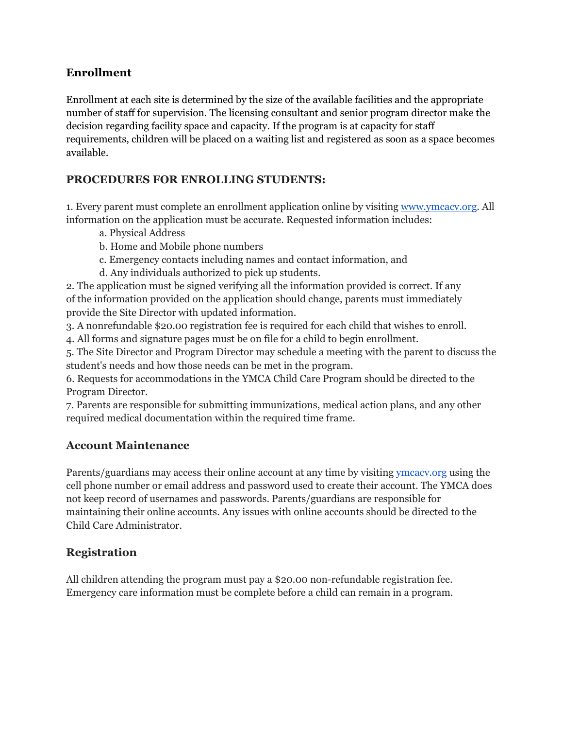## Enrollment

Enrollment at each site is determined by the size of the available facilities and the appropriate number of staff for supervision. The licensing consultant and senior program director make the decision regarding facility space and capacity. If the program is at capacity for staff requirements, children will be placed on a waiting list and registered as soon as a space becomes available.

## PROCEDURES FOR ENROLLING STUDENTS:

1. Every parent must complete an enrollment application online by visiting [www.ymcacv.org](http://www.ymcacv.org). All information on the application must be accurate. Requested information includes:
   a. Physical Address
   b. Home and Mobile phone numbers
   c. Emergency contacts including names and contact information, and
   d. Any individuals authorized to pick up students.
2. The application must be signed verifying all the information provided is correct. If any of the information provided on the application should change, parents must immediately provide the Site Director with updated information.
3. A nonrefundable $20.00 registration fee is required for each child that wishes to enroll.
4. All forms and signature pages must be on file for a child to begin enrollment.
5. The Site Director and Program Director may schedule a meeting with the parent to discuss the student's needs and how those needs can be met in the program.
6. Requests for accommodations in the YMCA Child Care Program should be directed to the Program Director.
7. Parents are responsible for submitting immunizations, medical action plans, and any other required medical documentation within the required time frame.

## Account Maintenance

Parents/guardians may access their online account at any time by visiting [ymcacv.org](http://ymcacv.org) using the cell phone number or email address and password used to create their account. The YMCA does not keep record of usernames and passwords. Parents/guardians are responsible for maintaining their online accounts. Any issues with online accounts should be directed to the Child Care Administrator.

## Registration

All children attending the program must pay a $20.00 non-refundable registration fee. Emergency care information must be complete before a child can remain in a program.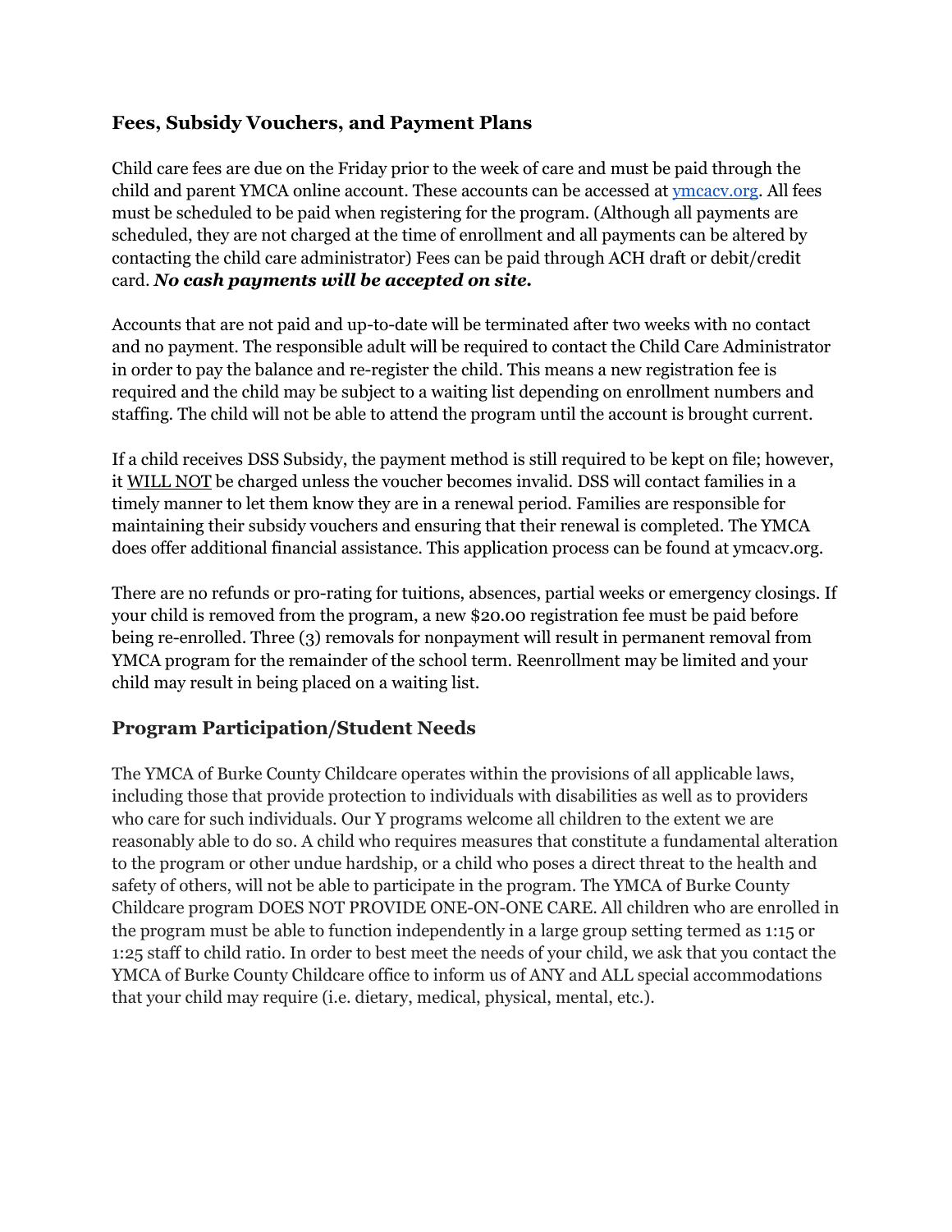## Fees, Subsidy Vouchers, and Payment Plans

Child care fees are due on the Friday prior to the week of care and must be paid through the child and parent YMCA online account. These accounts can be accessed at [ymcacv.org](ymcacv.org). All fees must be scheduled to be paid when registering for the program. (Although all payments are scheduled, they are not charged at the time of enrollment and all payments can be altered by contacting the child care administrator) Fees can be paid through ACH draft or debit/credit card. ***No cash payments will be accepted on site.***

Accounts that are not paid and up-to-date will be terminated after two weeks with no contact and no payment. The responsible adult will be required to contact the Child Care Administrator in order to pay the balance and re-register the child. This means a new registration fee is required and the child may be subject to a waiting list depending on enrollment numbers and staffing. The child will not be able to attend the program until the account is brought current.

If a child receives DSS Subsidy, the payment method is still required to be kept on file; however, it <u>WILL NOT</u> be charged unless the voucher becomes invalid. DSS will contact families in a timely manner to let them know they are in a renewal period. Families are responsible for maintaining their subsidy vouchers and ensuring that their renewal is completed. The YMCA does offer additional financial assistance. This application process can be found at ymcacv.org.

There are no refunds or pro-rating for tuitions, absences, partial weeks or emergency closings. If your child is removed from the program, a new $20.00 registration fee must be paid before being re-enrolled. Three (3) removals for nonpayment will result in permanent removal from YMCA program for the remainder of the school term. Reenrollment may be limited and your child may result in being placed on a waiting list.

## Program Participation/Student Needs

The YMCA of Burke County Childcare operates within the provisions of all applicable laws, including those that provide protection to individuals with disabilities as well as to providers who care for such individuals. Our Y programs welcome all children to the extent we are reasonably able to do so. A child who requires measures that constitute a fundamental alteration to the program or other undue hardship, or a child who poses a direct threat to the health and safety of others, will not be able to participate in the program. The YMCA of Burke County Childcare program DOES NOT PROVIDE ONE-ON-ONE CARE. All children who are enrolled in the program must be able to function independently in a large group setting termed as 1:15 or 1:25 staff to child ratio. In order to best meet the needs of your child, we ask that you contact the YMCA of Burke County Childcare office to inform us of ANY and ALL special accommodations that your child may require (i.e. dietary, medical, physical, mental, etc.).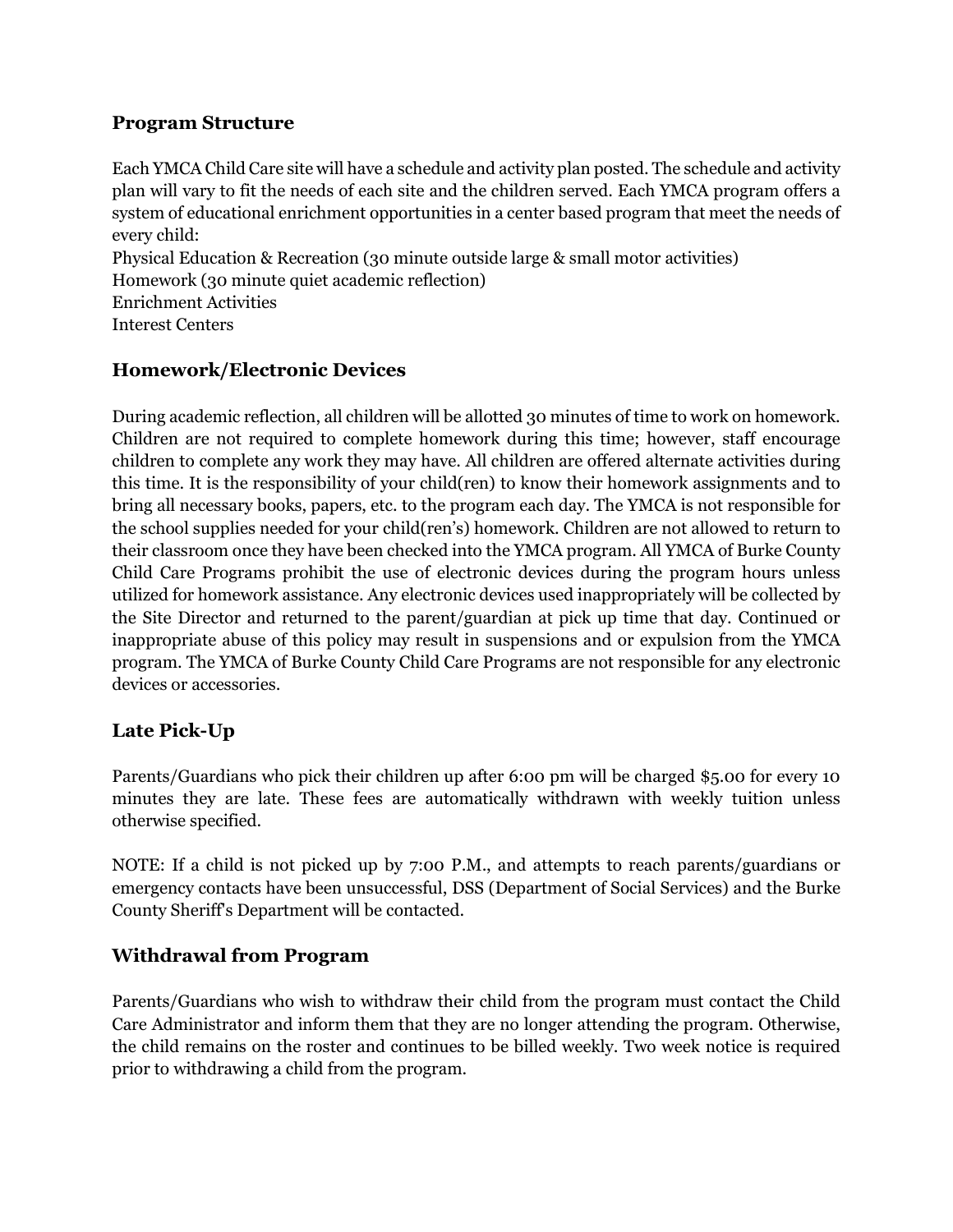### Program Structure

Each YMCA Child Care site will have a schedule and activity plan posted. The schedule and activity plan will vary to fit the needs of each site and the children served. Each YMCA program offers a system of educational enrichment opportunities in a center based program that meet the needs of every child:
Physical Education & Recreation (30 minute outside large & small motor activities)
Homework (30 minute quiet academic reflection)
Enrichment Activities
Interest Centers

## Homework/Electronic Devices

During academic reflection, all children will be allotted 30 minutes of time to work on homework. Children are not required to complete homework during this time; however, staff encourage children to complete any work they may have. All children are offered alternate activities during this time. It is the responsibility of your child(ren) to know their homework assignments and to bring all necessary books, papers, etc. to the program each day. The YMCA is not responsible for the school supplies needed for your child(ren's) homework. Children are not allowed to return to their classroom once they have been checked into the YMCA program. All YMCA of Burke County Child Care Programs prohibit the use of electronic devices during the program hours unless utilized for homework assistance. Any electronic devices used inappropriately will be collected by the Site Director and returned to the parent/guardian at pick up time that day. Continued or inappropriate abuse of this policy may result in suspensions and or expulsion from the YMCA program. The YMCA of Burke County Child Care Programs are not responsible for any electronic devices or accessories.

## Late Pick-Up

Parents/Guardians who pick their children up after 6:00 pm will be charged $5.00 for every 10 minutes they are late. These fees are automatically withdrawn with weekly tuition unless otherwise specified.

NOTE: If a child is not picked up by 7:00 P.M., and attempts to reach parents/guardians or emergency contacts have been unsuccessful, DSS (Department of Social Services) and the Burke County Sheriff's Department will be contacted.

## Withdrawal from Program

Parents/Guardians who wish to withdraw their child from the program must contact the Child Care Administrator and inform them that they are no longer attending the program. Otherwise, the child remains on the roster and continues to be billed weekly. Two week notice is required prior to withdrawing a child from the program.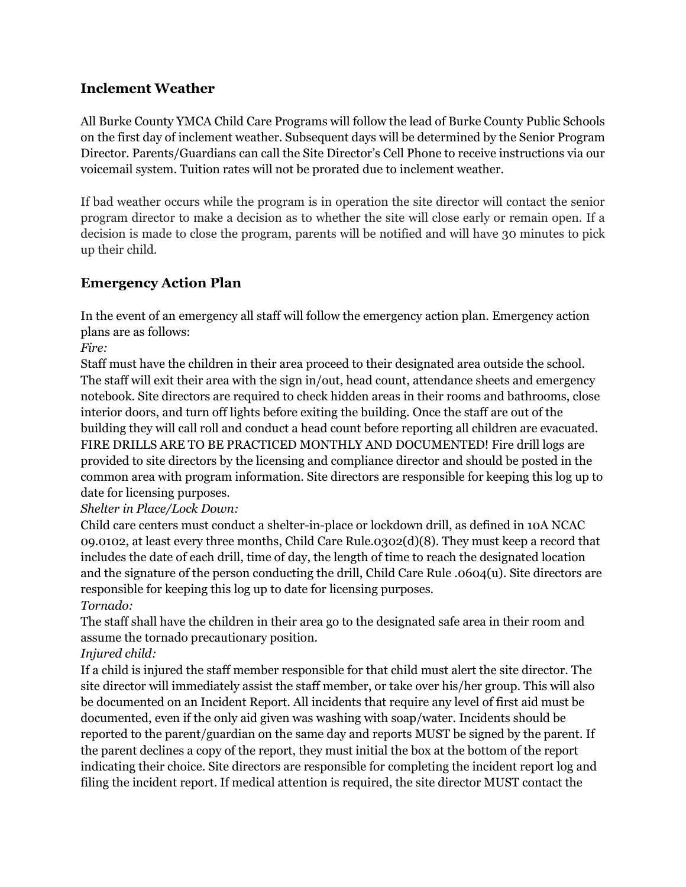## Inclement Weather

All Burke County YMCA Child Care Programs will follow the lead of Burke County Public Schools on the first day of inclement weather. Subsequent days will be determined by the Senior Program Director. Parents/Guardians can call the Site Director's Cell Phone to receive instructions via our voicemail system. Tuition rates will not be prorated due to inclement weather.

If bad weather occurs while the program is in operation the site director will contact the senior program director to make a decision as to whether the site will close early or remain open. If a decision is made to close the program, parents will be notified and will have 30 minutes to pick up their child.

## Emergency Action Plan

In the event of an emergency all staff will follow the emergency action plan. Emergency action plans are as follows:

*Fire:*

Staff must have the children in their area proceed to their designated area outside the school. The staff will exit their area with the sign in/out, head count, attendance sheets and emergency notebook. Site directors are required to check hidden areas in their rooms and bathrooms, close interior doors, and turn off lights before exiting the building. Once the staff are out of the building they will call roll and conduct a head count before reporting all children are evacuated. FIRE DRILLS ARE TO BE PRACTICED MONTHLY AND DOCUMENTED! Fire drill logs are provided to site directors by the licensing and compliance director and should be posted in the common area with program information. Site directors are responsible for keeping this log up to date for licensing purposes.

*Shelter in Place/Lock Down:*

Child care centers must conduct a shelter-in-place or lockdown drill, as defined in 10A NCAC 09.0102, at least every three months, Child Care Rule.0302(d)(8). They must keep a record that includes the date of each drill, time of day, the length of time to reach the designated location and the signature of the person conducting the drill, Child Care Rule .0604(u). Site directors are responsible for keeping this log up to date for licensing purposes.

*Tornado:*

The staff shall have the children in their area go to the designated safe area in their room and assume the tornado precautionary position.

*Injured child:*

If a child is injured the staff member responsible for that child must alert the site director. The site director will immediately assist the staff member, or take over his/her group. This will also be documented on an Incident Report. All incidents that require any level of first aid must be documented, even if the only aid given was washing with soap/water. Incidents should be reported to the parent/guardian on the same day and reports MUST be signed by the parent. If the parent declines a copy of the report, they must initial the box at the bottom of the report indicating their choice. Site directors are responsible for completing the incident report log and filing the incident report. If medical attention is required, the site director MUST contact the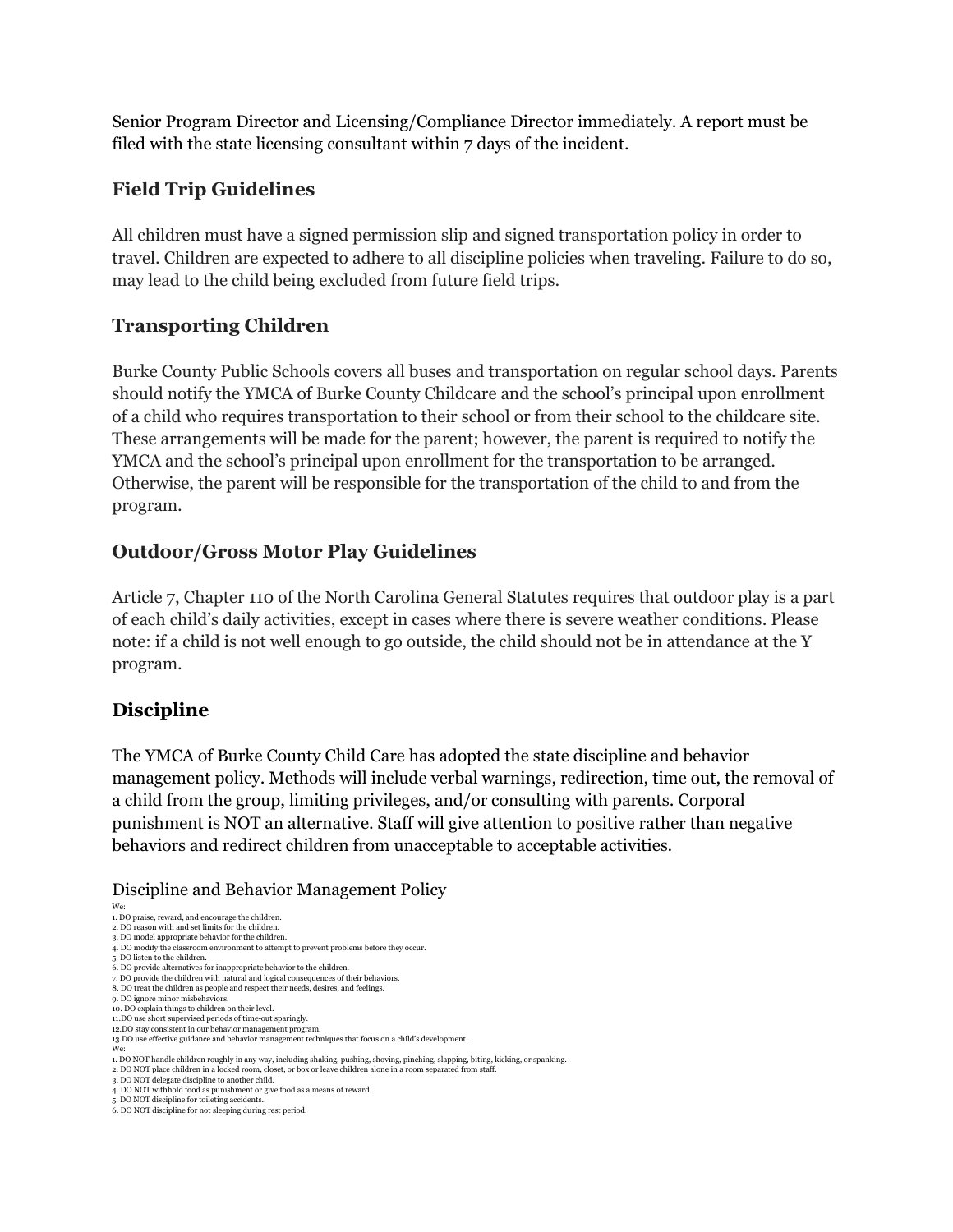Senior Program Director and Licensing/Compliance Director immediately. A report must be filed with the state licensing consultant within 7 days of the incident.

### Field Trip Guidelines

All children must have a signed permission slip and signed transportation policy in order to travel. Children are expected to adhere to all discipline policies when traveling. Failure to do so, may lead to the child being excluded from future field trips.

### Transporting Children

Burke County Public Schools covers all buses and transportation on regular school days. Parents should notify the YMCA of Burke County Childcare and the school's principal upon enrollment of a child who requires transportation to their school or from their school to the childcare site. These arrangements will be made for the parent; however, the parent is required to notify the YMCA and the school's principal upon enrollment for the transportation to be arranged. Otherwise, the parent will be responsible for the transportation of the child to and from the program.

### Outdoor/Gross Motor Play Guidelines

Article 7, Chapter 110 of the North Carolina General Statutes requires that outdoor play is a part of each child's daily activities, except in cases where there is severe weather conditions. Please note: if a child is not well enough to go outside, the child should not be in attendance at the Y program.

### Discipline

The YMCA of Burke County Child Care has adopted the state discipline and behavior management policy. Methods will include verbal warnings, redirection, time out, the removal of a child from the group, limiting privileges, and/or consulting with parents. Corporal punishment is NOT an alternative. Staff will give attention to positive rather than negative behaviors and redirect children from unacceptable to acceptable activities.

#### Discipline and Behavior Management Policy

We:

1. DO praise, reward, and encourage the children.
2. DO reason with and set limits for the children.
3. DO model appropriate behavior for the children.
4. DO modify the classroom environment to attempt to prevent problems before they occur.
5. DO listen to the children.
6. DO provide alternatives for inappropriate behavior to the children.
7. DO provide the children with natural and logical consequences of their behaviors.
8. DO treat the children as people and respect their needs, desires, and feelings.
9. DO ignore minor misbehaviors.
10. DO explain things to children on their level.
11. DO use short supervised periods of time-out sparingly.
12. DO stay consistent in our behavior management program.
13. DO use effective guidance and behavior management techniques that focus on a child's development.

We:

1. DO NOT handle children roughly in any way, including shaking, pushing, shoving, pinching, slapping, biting, kicking, or spanking.
2. DO NOT place children in a locked room, closet, or box or leave children alone in a room separated from staff.
3. DO NOT delegate discipline to another child.
4. DO NOT withhold food as punishment or give food as a means of reward.
5. DO NOT discipline for toileting accidents.
6. DO NOT discipline for not sleeping during rest period.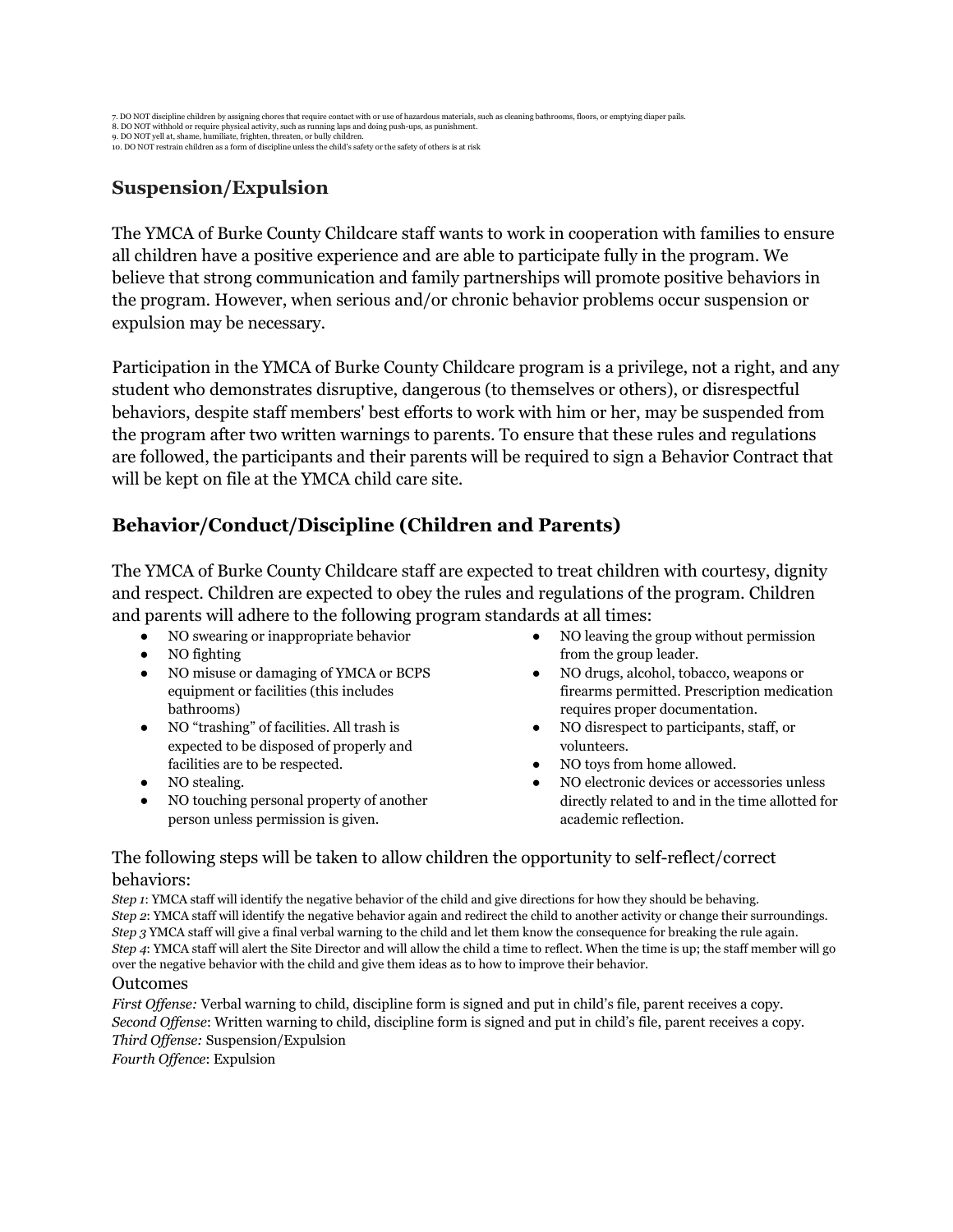7. DO NOT discipline children by assigning chores that require contact with or use of hazardous materials, such as cleaning bathrooms, floors, or emptying diaper pails.
8. DO NOT withhold or require physical activity, such as running laps and doing push-ups, as punishment.
9. DO NOT yell at, shame, humiliate, frighten, threaten, or bully children.
10. DO NOT restrain children as a form of discipline unless the child's safety or the safety of others is at risk

## Suspension/Expulsion

The YMCA of Burke County Childcare staff wants to work in cooperation with families to ensure all children have a positive experience and are able to participate fully in the program. We believe that strong communication and family partnerships will promote positive behaviors in the program. However, when serious and/or chronic behavior problems occur suspension or expulsion may be necessary.

Participation in the YMCA of Burke County Childcare program is a privilege, not a right, and any student who demonstrates disruptive, dangerous (to themselves or others), or disrespectful behaviors, despite staff members' best efforts to work with him or her, may be suspended from the program after two written warnings to parents. To ensure that these rules and regulations are followed, the participants and their parents will be required to sign a Behavior Contract that will be kept on file at the YMCA child care site.

## Behavior/Conduct/Discipline (Children and Parents)

The YMCA of Burke County Childcare staff are expected to treat children with courtesy, dignity and respect. Children are expected to obey the rules and regulations of the program. Children and parents will adhere to the following program standards at all times:

- NO swearing or inappropriate behavior
- NO fighting
- NO misuse or damaging of YMCA or BCPS equipment or facilities (this includes bathrooms)
- NO "trashing" of facilities. All trash is expected to be disposed of properly and facilities are to be respected.
- NO stealing.
- NO touching personal property of another person unless permission is given.
- NO leaving the group without permission from the group leader.
- NO drugs, alcohol, tobacco, weapons or firearms permitted. Prescription medication requires proper documentation.
- NO disrespect to participants, staff, or volunteers.
- NO toys from home allowed.
- NO electronic devices or accessories unless directly related to and in the time allotted for academic reflection.

The following steps will be taken to allow children the opportunity to self-reflect/correct behaviors:

*Step 1*: YMCA staff will identify the negative behavior of the child and give directions for how they should be behaving.
*Step 2*: YMCA staff will identify the negative behavior again and redirect the child to another activity or change their surroundings.
*Step 3* YMCA staff will give a final verbal warning to the child and let them know the consequence for breaking the rule again.
*Step 4*: YMCA staff will alert the Site Director and will allow the child a time to reflect. When the time is up; the staff member will go over the negative behavior with the child and give them ideas as to how to improve their behavior.

Outcomes

*First Offense:* Verbal warning to child, discipline form is signed and put in child's file, parent receives a copy.
*Second Offense*: Written warning to child, discipline form is signed and put in child's file, parent receives a copy.
*Third Offense:* Suspension/Expulsion
*Fourth Offence*: Expulsion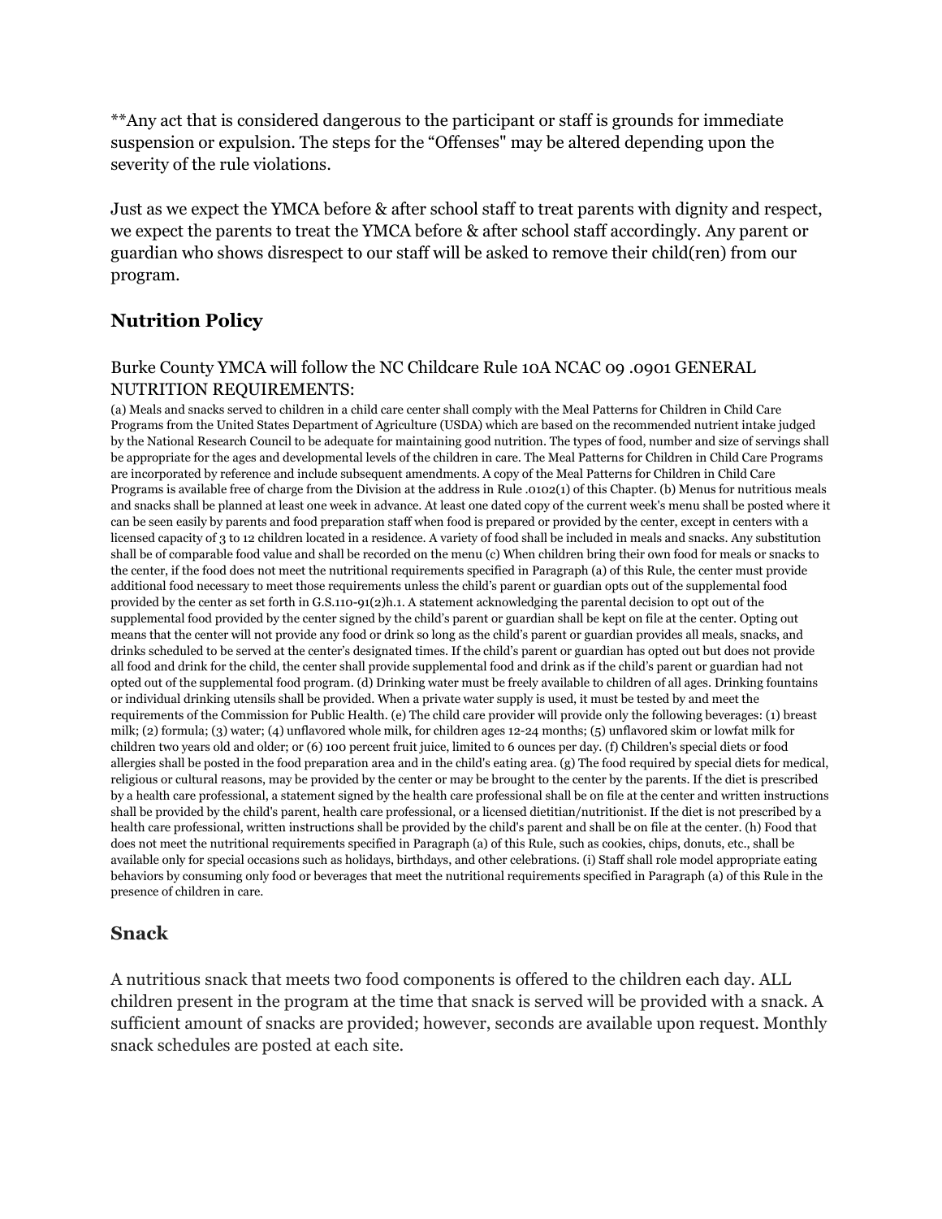**Any act that is considered dangerous to the participant or staff is grounds for immediate suspension or expulsion. The steps for the “Offenses" may be altered depending upon the severity of the rule violations.

Just as we expect the YMCA before & after school staff to treat parents with dignity and respect, we expect the parents to treat the YMCA before & after school staff accordingly. Any parent or guardian who shows disrespect to our staff will be asked to remove their child(ren) from our program.

## Nutrition Policy

### Burke County YMCA will follow the NC Childcare Rule 10A NCAC 09 .0901 GENERAL NUTRITION REQUIREMENTS:

(a) Meals and snacks served to children in a child care center shall comply with the Meal Patterns for Children in Child Care Programs from the United States Department of Agriculture (USDA) which are based on the recommended nutrient intake judged by the National Research Council to be adequate for maintaining good nutrition. The types of food, number and size of servings shall be appropriate for the ages and developmental levels of the children in care. The Meal Patterns for Children in Child Care Programs are incorporated by reference and include subsequent amendments. A copy of the Meal Patterns for Children in Child Care Programs is available free of charge from the Division at the address in Rule .0102(1) of this Chapter. (b) Menus for nutritious meals and snacks shall be planned at least one week in advance. At least one dated copy of the current week's menu shall be posted where it can be seen easily by parents and food preparation staff when food is prepared or provided by the center, except in centers with a licensed capacity of 3 to 12 children located in a residence. A variety of food shall be included in meals and snacks. Any substitution shall be of comparable food value and shall be recorded on the menu (c) When children bring their own food for meals or snacks to the center, if the food does not meet the nutritional requirements specified in Paragraph (a) of this Rule, the center must provide additional food necessary to meet those requirements unless the child’s parent or guardian opts out of the supplemental food provided by the center as set forth in G.S.110-91(2)h.1. A statement acknowledging the parental decision to opt out of the supplemental food provided by the center signed by the child’s parent or guardian shall be kept on file at the center. Opting out means that the center will not provide any food or drink so long as the child’s parent or guardian provides all meals, snacks, and drinks scheduled to be served at the center’s designated times. If the child’s parent or guardian has opted out but does not provide all food and drink for the child, the center shall provide supplemental food and drink as if the child’s parent or guardian had not opted out of the supplemental food program. (d) Drinking water must be freely available to children of all ages. Drinking fountains or individual drinking utensils shall be provided. When a private water supply is used, it must be tested by and meet the requirements of the Commission for Public Health. (e) The child care provider will provide only the following beverages: (1) breast milk; (2) formula; (3) water; (4) unflavored whole milk, for children ages 12-24 months; (5) unflavored skim or lowfat milk for children two years old and older; or (6) 100 percent fruit juice, limited to 6 ounces per day. (f) Children's special diets or food allergies shall be posted in the food preparation area and in the child's eating area. (g) The food required by special diets for medical, religious or cultural reasons, may be provided by the center or may be brought to the center by the parents. If the diet is prescribed by a health care professional, a statement signed by the health care professional shall be on file at the center and written instructions shall be provided by the child's parent, health care professional, or a licensed dietitian/nutritionist. If the diet is not prescribed by a health care professional, written instructions shall be provided by the child's parent and shall be on file at the center. (h) Food that does not meet the nutritional requirements specified in Paragraph (a) of this Rule, such as cookies, chips, donuts, etc., shall be available only for special occasions such as holidays, birthdays, and other celebrations. (i) Staff shall role model appropriate eating behaviors by consuming only food or beverages that meet the nutritional requirements specified in Paragraph (a) of this Rule in the presence of children in care.

## Snack

A nutritious snack that meets two food components is offered to the children each day. ALL children present in the program at the time that snack is served will be provided with a snack. A sufficient amount of snacks are provided; however, seconds are available upon request. Monthly snack schedules are posted at each site.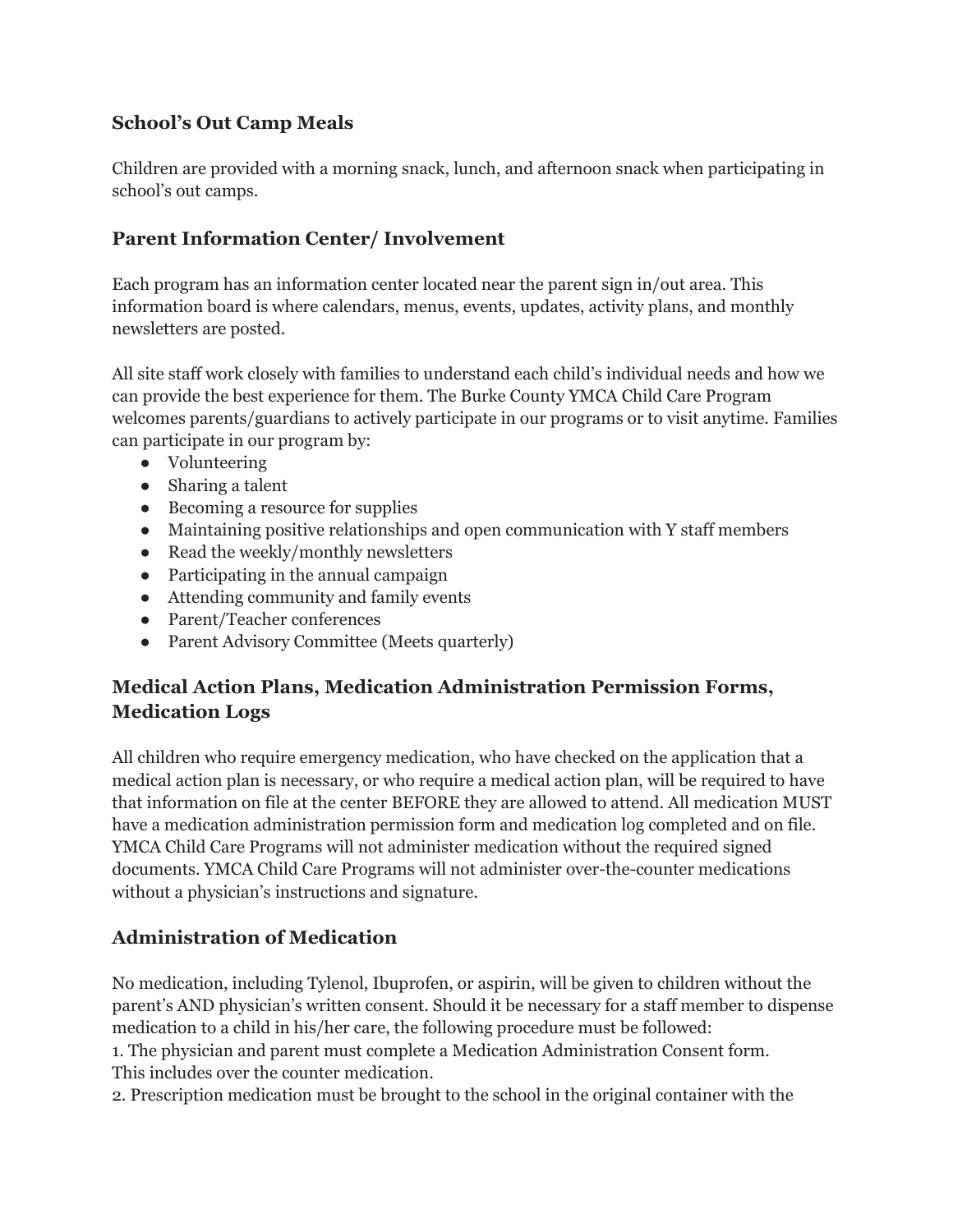### School's Out Camp Meals

Children are provided with a morning snack, lunch, and afternoon snack when participating in school's out camps.

## Parent Information Center/ Involvement

Each program has an information center located near the parent sign in/out area. This information board is where calendars, menus, events, updates, activity plans, and monthly newsletters are posted.

All site staff work closely with families to understand each child's individual needs and how we can provide the best experience for them. The Burke County YMCA Child Care Program welcomes parents/guardians to actively participate in our programs or to visit anytime. Families can participate in our program by:

- Volunteering
- Sharing a talent
- Becoming a resource for supplies
- Maintaining positive relationships and open communication with Y staff members
- Read the weekly/monthly newsletters
- Participating in the annual campaign
- Attending community and family events
- Parent/Teacher conferences
- Parent Advisory Committee (Meets quarterly)

## Medical Action Plans, Medication Administration Permission Forms, Medication Logs

All children who require emergency medication, who have checked on the application that a medical action plan is necessary, or who require a medical action plan, will be required to have that information on file at the center BEFORE they are allowed to attend. All medication MUST have a medication administration permission form and medication log completed and on file. YMCA Child Care Programs will not administer medication without the required signed documents. YMCA Child Care Programs will not administer over-the-counter medications without a physician's instructions and signature.

## Administration of Medication

No medication, including Tylenol, Ibuprofen, or aspirin, will be given to children without the parent's AND physician's written consent. Should it be necessary for a staff member to dispense medication to a child in his/her care, the following procedure must be followed:

1. The physician and parent must complete a Medication Administration Consent form. This includes over the counter medication.
2. Prescription medication must be brought to the school in the original container with the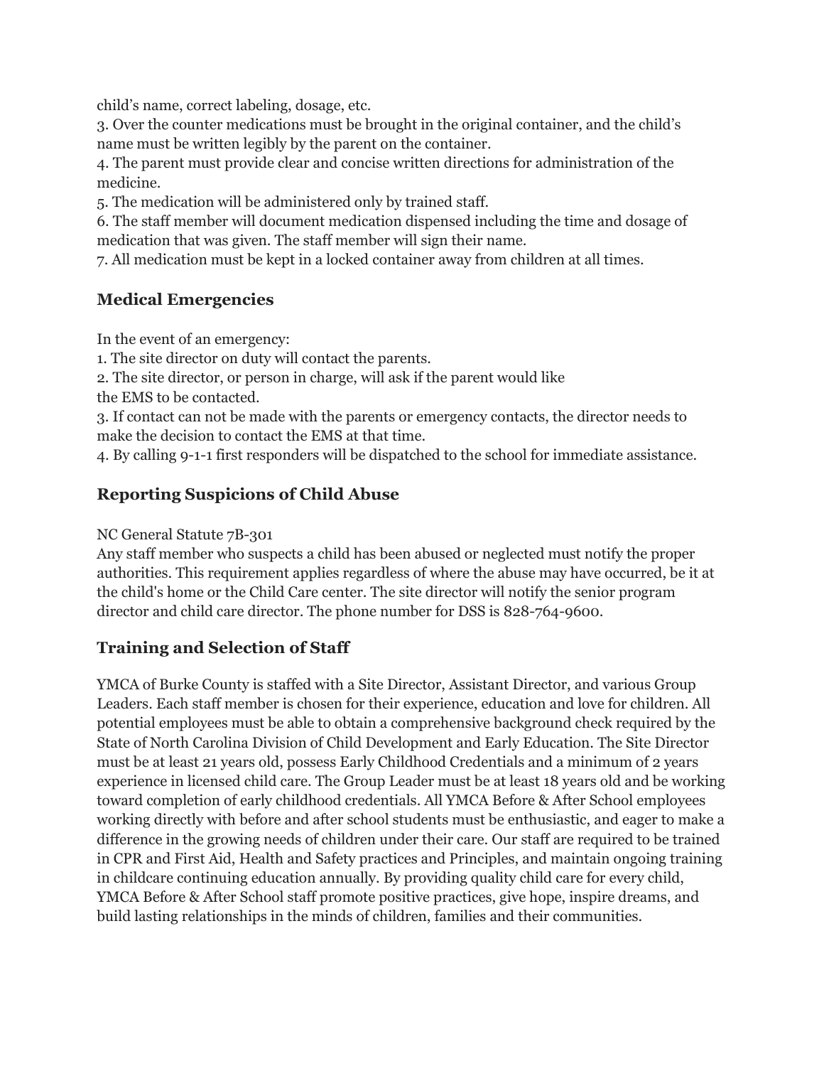child's name, correct labeling, dosage, etc.

3. Over the counter medications must be brought in the original container, and the child's name must be written legibly by the parent on the container.
4. The parent must provide clear and concise written directions for administration of the medicine.
5. The medication will be administered only by trained staff.
6. The staff member will document medication dispensed including the time and dosage of medication that was given. The staff member will sign their name.
7. All medication must be kept in a locked container away from children at all times.

## Medical Emergencies

In the event of an emergency:

1. The site director on duty will contact the parents.
2. The site director, or person in charge, will ask if the parent would like the EMS to be contacted.
3. If contact can not be made with the parents or emergency contacts, the director needs to make the decision to contact the EMS at that time.
4. By calling 9-1-1 first responders will be dispatched to the school for immediate assistance.

## Reporting Suspicions of Child Abuse

NC General Statute 7B-301

Any staff member who suspects a child has been abused or neglected must notify the proper authorities. This requirement applies regardless of where the abuse may have occurred, be it at the child's home or the Child Care center. The site director will notify the senior program director and child care director. The phone number for DSS is 828-764-9600.

## Training and Selection of Staff

YMCA of Burke County is staffed with a Site Director, Assistant Director, and various Group Leaders. Each staff member is chosen for their experience, education and love for children. All potential employees must be able to obtain a comprehensive background check required by the State of North Carolina Division of Child Development and Early Education. The Site Director must be at least 21 years old, possess Early Childhood Credentials and a minimum of 2 years experience in licensed child care. The Group Leader must be at least 18 years old and be working toward completion of early childhood credentials. All YMCA Before & After School employees working directly with before and after school students must be enthusiastic, and eager to make a difference in the growing needs of children under their care. Our staff are required to be trained in CPR and First Aid, Health and Safety practices and Principles, and maintain ongoing training in childcare continuing education annually. By providing quality child care for every child, YMCA Before & After School staff promote positive practices, give hope, inspire dreams, and build lasting relationships in the minds of children, families and their communities.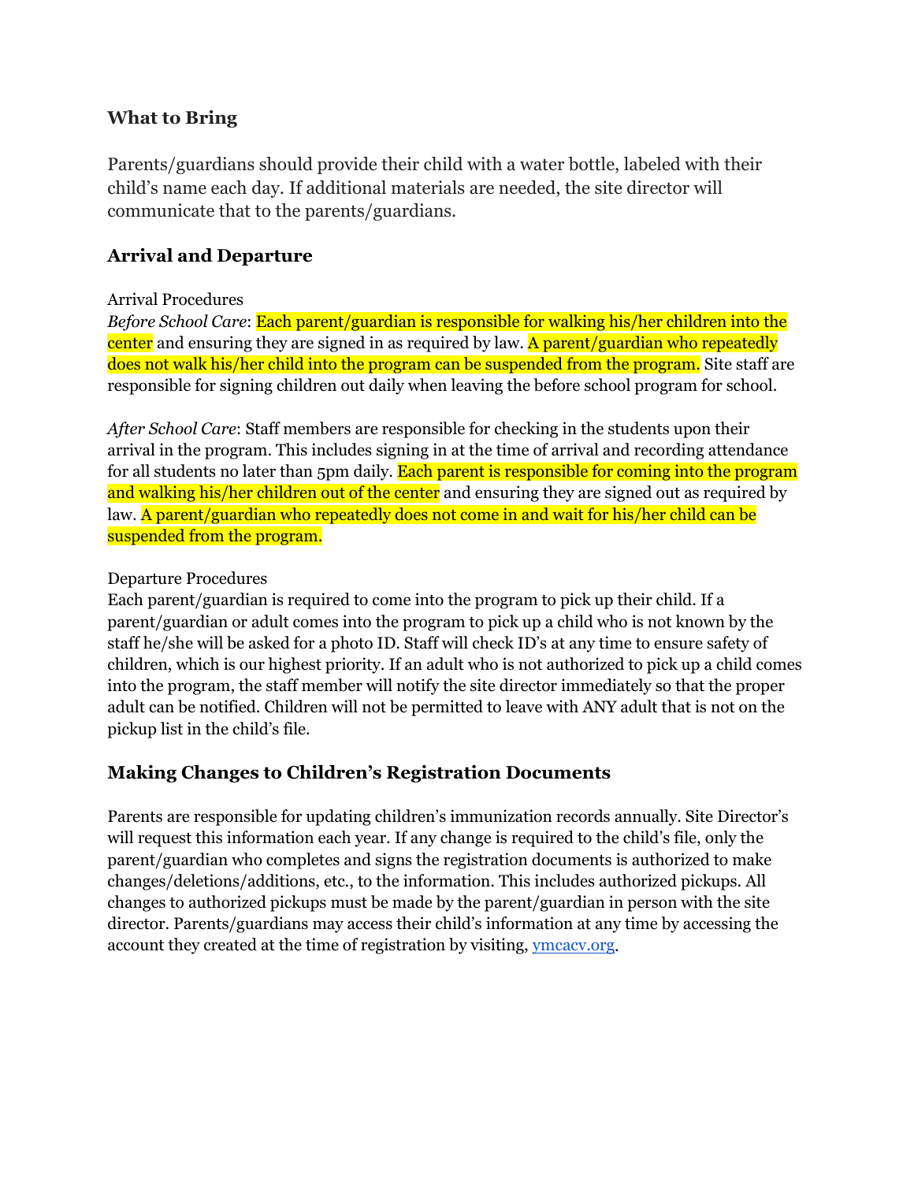### What to Bring

Parents/guardians should provide their child with a water bottle, labeled with their child's name each day. If additional materials are needed, the site director will communicate that to the parents/guardians.

## Arrival and Departure

Arrival Procedures

*Before School Care*: Each parent/guardian is responsible for walking his/her children into the center and ensuring they are signed in as required by law. A parent/guardian who repeatedly does not walk his/her child into the program can be suspended from the program. Site staff are responsible for signing children out daily when leaving the before school program for school.

*After School Care*: Staff members are responsible for checking in the students upon their arrival in the program. This includes signing in at the time of arrival and recording attendance for all students no later than 5pm daily. Each parent is responsible for coming into the program and walking his/her children out of the center and ensuring they are signed out as required by law. A parent/guardian who repeatedly does not come in and wait for his/her child can be suspended from the program.

Departure Procedures

Each parent/guardian is required to come into the program to pick up their child. If a parent/guardian or adult comes into the program to pick up a child who is not known by the staff he/she will be asked for a photo ID. Staff will check ID's at any time to ensure safety of children, which is our highest priority. If an adult who is not authorized to pick up a child comes into the program, the staff member will notify the site director immediately so that the proper adult can be notified. Children will not be permitted to leave with ANY adult that is not on the pickup list in the child's file.

## Making Changes to Children's Registration Documents

Parents are responsible for updating children's immunization records annually. Site Director's will request this information each year. If any change is required to the child's file, only the parent/guardian who completes and signs the registration documents is authorized to make changes/deletions/additions, etc., to the information. This includes authorized pickups. All changes to authorized pickups must be made by the parent/guardian in person with the site director. Parents/guardians may access their child's information at any time by accessing the account they created at the time of registration by visiting, [ymcacv.org](ymcacv.org).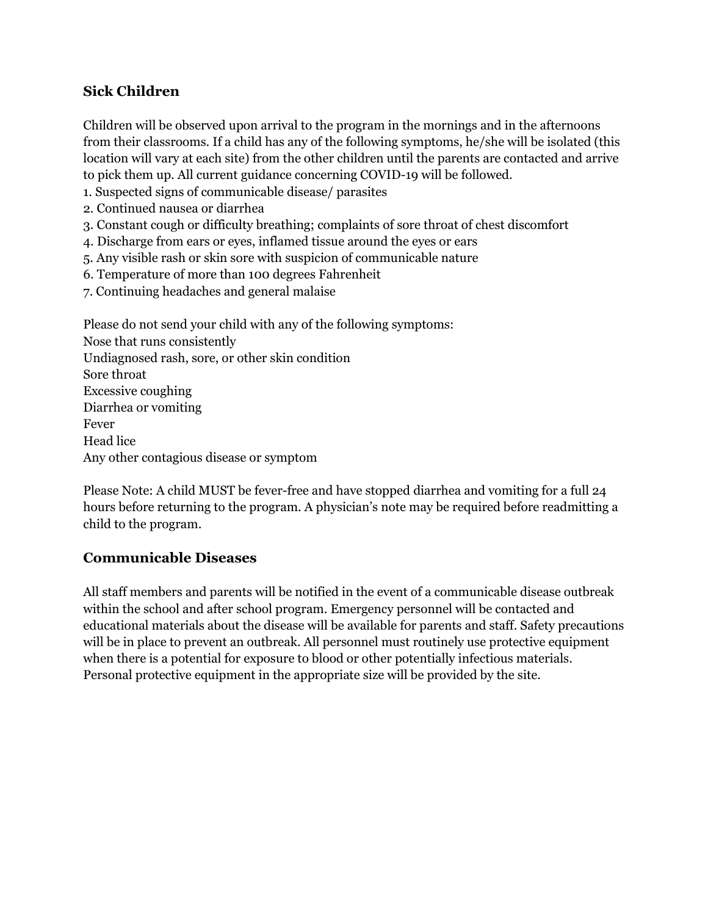## Sick Children

Children will be observed upon arrival to the program in the mornings and in the afternoons from their classrooms. If a child has any of the following symptoms, he/she will be isolated (this location will vary at each site) from the other children until the parents are contacted and arrive to pick them up. All current guidance concerning COVID-19 will be followed.

1. Suspected signs of communicable disease/ parasites
2. Continued nausea or diarrhea
3. Constant cough or difficulty breathing; complaints of sore throat of chest discomfort
4. Discharge from ears or eyes, inflamed tissue around the eyes or ears
5. Any visible rash or skin sore with suspicion of communicable nature
6. Temperature of more than 100 degrees Fahrenheit
7. Continuing headaches and general malaise

Please do not send your child with any of the following symptoms:
Nose that runs consistently
Undiagnosed rash, sore, or other skin condition
Sore throat
Excessive coughing
Diarrhea or vomiting
Fever
Head lice
Any other contagious disease or symptom

Please Note: A child MUST be fever-free and have stopped diarrhea and vomiting for a full 24 hours before returning to the program. A physician's note may be required before readmitting a child to the program.

## Communicable Diseases

All staff members and parents will be notified in the event of a communicable disease outbreak within the school and after school program. Emergency personnel will be contacted and educational materials about the disease will be available for parents and staff. Safety precautions will be in place to prevent an outbreak. All personnel must routinely use protective equipment when there is a potential for exposure to blood or other potentially infectious materials. Personal protective equipment in the appropriate size will be provided by the site.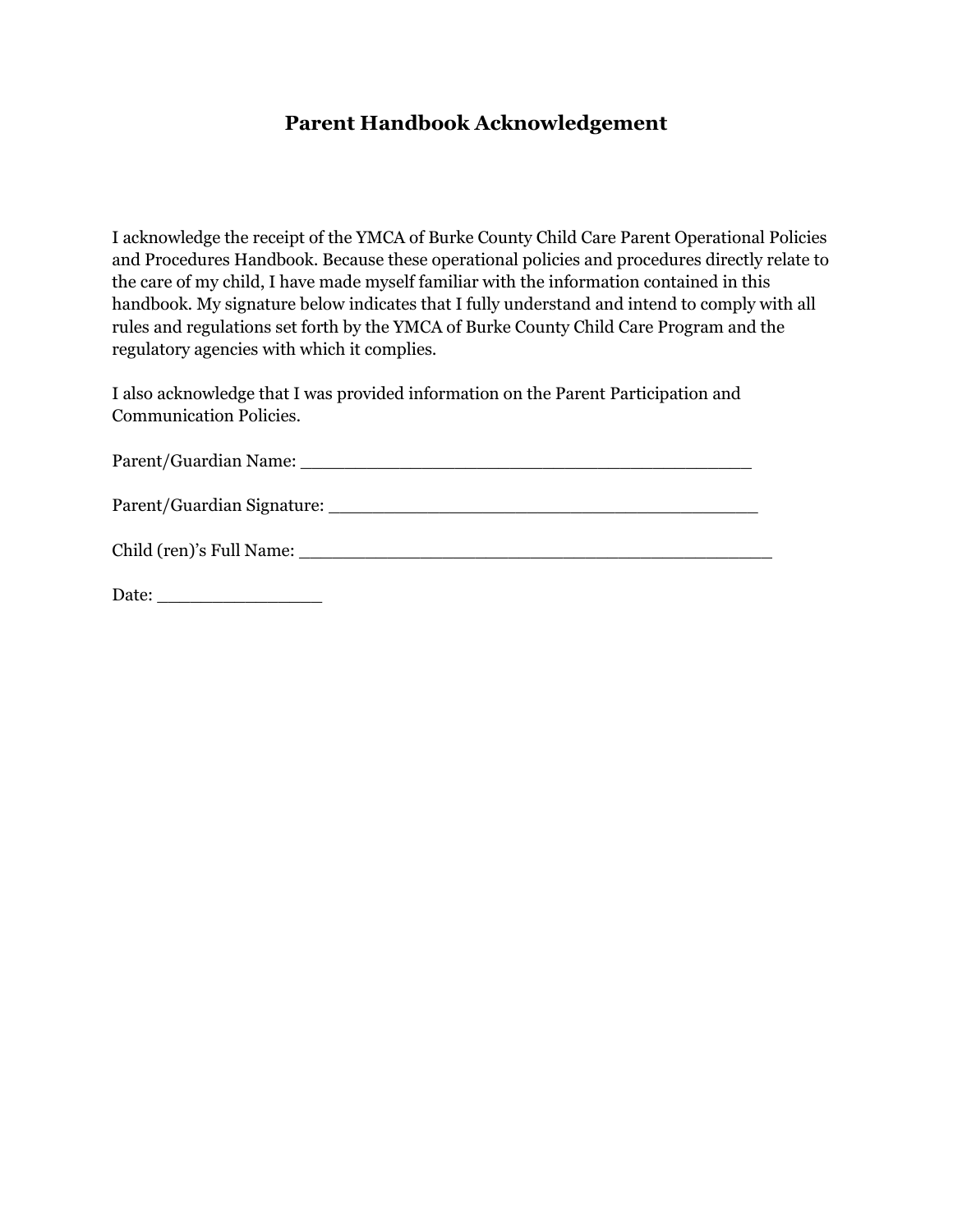# Parent Handbook Acknowledgement

I acknowledge the receipt of the YMCA of Burke County Child Care Parent Operational Policies and Procedures Handbook. Because these operational policies and procedures directly relate to the care of my child, I have made myself familiar with the information contained in this handbook. My signature below indicates that I fully understand and intend to comply with all rules and regulations set forth by the YMCA of Burke County Child Care Program and the regulatory agencies with which it complies.

I also acknowledge that I was provided information on the Parent Participation and Communication Policies.

Parent/Guardian Name: ___________________________________________

Parent/Guardian Signature: _________________________________________

Child (ren)'s Full Name: _____________________________________________

Date: ________________